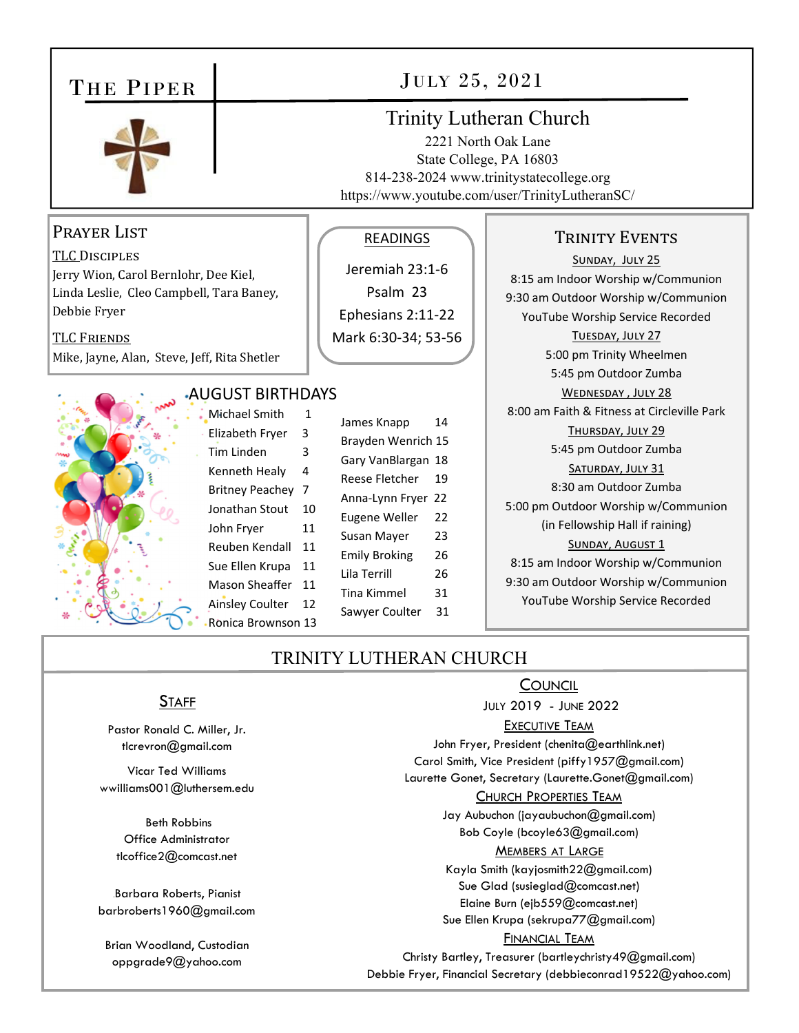# The Piper

## July 25, 2021

### Trinity Lutheran Church

2221 North Oak Lane
State College, PA 16803
814-238-2024 www.trinitystatecollege.org
https://www.youtube.com/user/TrinityLutheranSC/

## Prayer List

**TLC Disciples**

Jerry Wion, Carol Bernlohr, Dee Kiel, Linda Leslie, Cleo Campbell, Tara Baney, Debbie Fryer

**TLC Friends**

Mike, Jayne, Alan, Steve, Jeff, Rita Shetler

## Readings

Jeremiah 23:1-6
Psalm 23
Ephesians 2:11-22
Mark 6:30-34; 53-56

## August Birthdays

| Name | Day |
|---|---|
| Michael Smith | 1 |
| Elizabeth Fryer | 3 |
| Tim Linden | 3 |
| Kenneth Healy | 4 |
| Britney Peachey | 7 |
| Jonathan Stout | 10 |
| John Fryer | 11 |
| Reuben Kendall | 11 |
| Sue Ellen Krupa | 11 |
| Mason Sheaffer | 11 |
| Ainsley Coulter | 12 |
| Ronica Brownson | 13 |
| James Knapp | 14 |
| Brayden Wenrich | 15 |
| Gary VanBlargan | 18 |
| Reese Fletcher | 19 |
| Anna-Lynn Fryer | 22 |
| Eugene Weller | 22 |
| Susan Mayer | 23 |
| Emily Broking | 26 |
| Lila Terrill | 26 |
| Tina Kimmel | 31 |
| Sawyer Coulter | 31 |

## Trinity Events

**Sunday, July 25**
8:15 am Indoor Worship w/Communion
9:30 am Outdoor Worship w/Communion
YouTube Worship Service Recorded

**Tuesday, July 27**
5:00 pm Trinity Wheelmen
5:45 pm Outdoor Zumba

**Wednesday, July 28**
8:00 am Faith & Fitness at Circleville Park

**Thursday, July 29**
5:45 pm Outdoor Zumba

**Saturday, July 31**
8:30 am Outdoor Zumba
5:00 pm Outdoor Worship w/Communion
(in Fellowship Hall if raining)

**Sunday, August 1**
8:15 am Indoor Worship w/Communion
9:30 am Outdoor Worship w/Communion
YouTube Worship Service Recorded

## TRINITY LUTHERAN CHURCH

### Staff

Pastor Ronald C. Miller, Jr.
tlcrevron@gmail.com

Vicar Ted Williams
wwilliams001@luthersem.edu

Beth Robbins
Office Administrator
tlcoffice2@comcast.net

Barbara Roberts, Pianist
barbroberts1960@gmail.com

Brian Woodland, Custodian
oppgrade9@yahoo.com

### Council

July 2019 - June 2022

**Executive Team**

John Fryer, President (chenita@earthlink.net)
Carol Smith, Vice President (piffy1957@gmail.com)
Laurette Gonet, Secretary (Laurette.Gonet@gmail.com)

**Church Properties Team**

Jay Aubuchon (jayaubuchon@gmail.com)
Bob Coyle (bcoyle63@gmail.com)

**Members at Large**

Kayla Smith (kayjosmith22@gmail.com)
Sue Glad (susieglad@comcast.net)
Elaine Burn (ejb559@comcast.net)
Sue Ellen Krupa (sekrupa77@gmail.com)

**Financial Team**

Christy Bartley, Treasurer (bartleychristy49@gmail.com)
Debbie Fryer, Financial Secretary (debbieconrad19522@yahoo.com)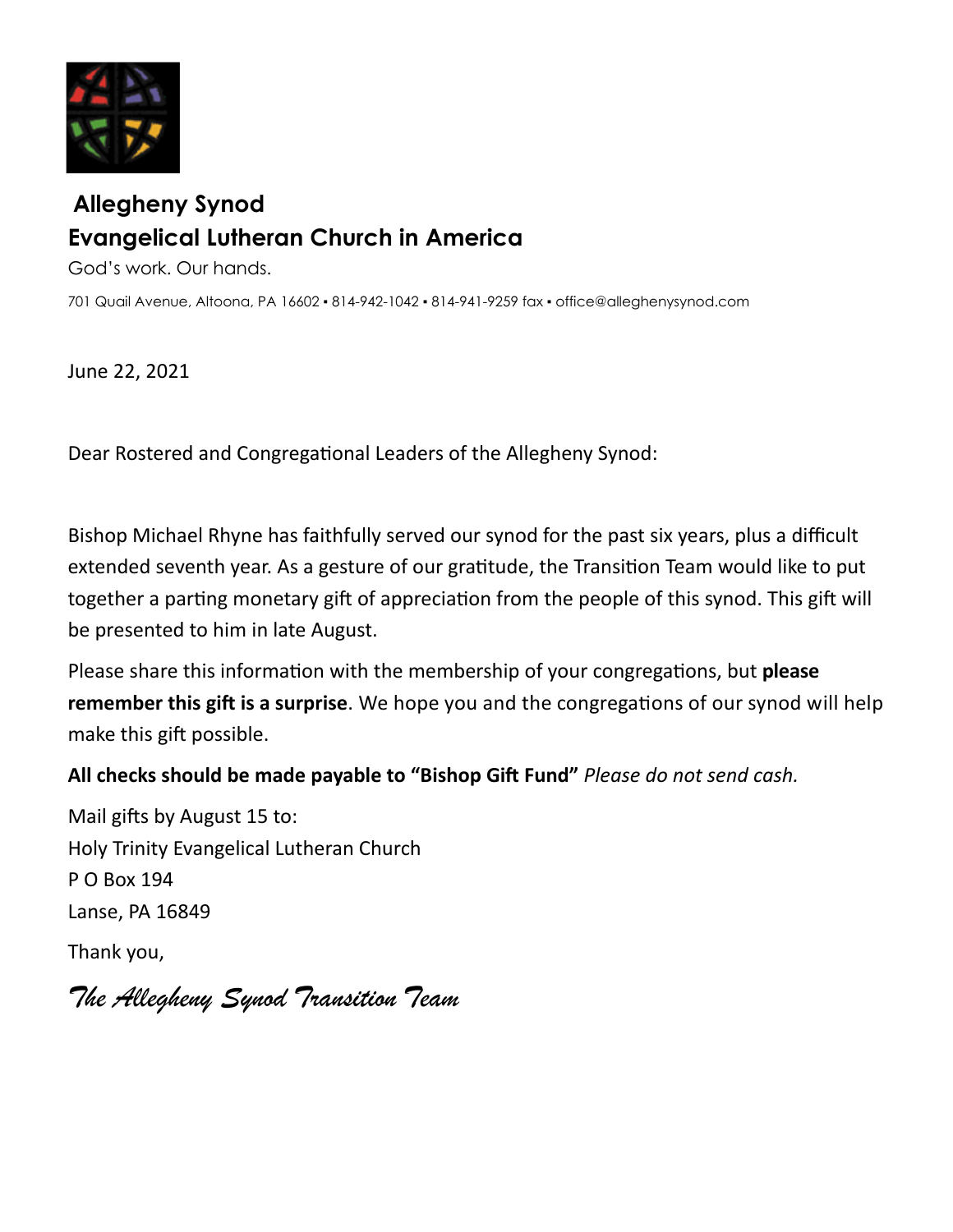**Allegheny Synod**
**Evangelical Lutheran Church in America**

God's work. Our hands.

701 Quail Avenue, Altoona, PA 16602 ▪ 814-942-1042 ▪ 814-941-9259 fax ▪ office@alleghenysynod.com

June 22, 2021

Dear Rostered and Congregational Leaders of the Allegheny Synod:

Bishop Michael Rhyne has faithfully served our synod for the past six years, plus a difficult extended seventh year. As a gesture of our gratitude, the Transition Team would like to put together a parting monetary gift of appreciation from the people of this synod. This gift will be presented to him in late August.

Please share this information with the membership of your congregations, but **please remember this gift is a surprise**. We hope you and the congregations of our synod will help make this gift possible.

**All checks should be made payable to "Bishop Gift Fund"** *Please do not send cash.*

Mail gifts by August 15 to:
Holy Trinity Evangelical Lutheran Church
P O Box 194
Lanse, PA 16849

Thank you,

*The Allegheny Synod Transition Team*